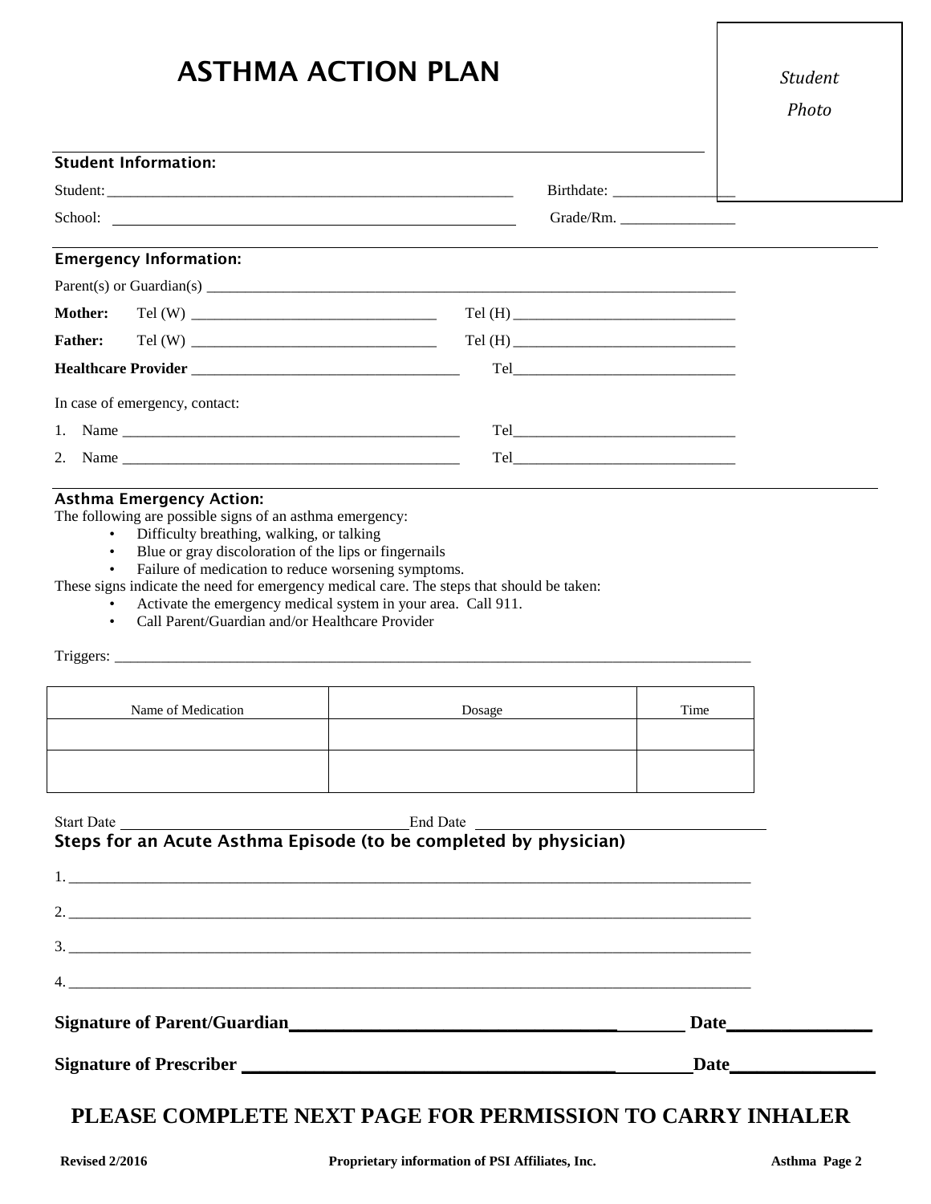# ASTHMA ACTION PLAN

*Student Photo*

### Student Information:

Student: _______________________________________________ Birthdate: _______________

School: _______________________________________________ Grade/Rm. _______________

### Emergency Information:

Parent(s) or Guardian(s) _______________________________________________________________

**Mother:** Tel (W) ______________________________ Tel (H) ______________________________

**Father:** Tel (W) ______________________________ Tel (H) ______________________________

**Healthcare Provider** ______________________________ Tel______________________________

In case of emergency, contact:

1. Name ______________________________________ Tel______________________________
2. Name ______________________________________ Tel______________________________

### Asthma Emergency Action:

The following are possible signs of an asthma emergency:

- Difficulty breathing, walking, or talking
- Blue or gray discoloration of the lips or fingernails
- Failure of medication to reduce worsening symptoms.

These signs indicate the need for emergency medical care. The steps that should be taken:

- Activate the emergency medical system in your area. Call 911.
- Call Parent/Guardian and/or Healthcare Provider

Triggers: ______________________________________________________________________________

| Name of Medication | Dosage | Time |
|---|---|---|
| | | |
| | | |

Start Date ______________________________ End Date ______________________________

### Steps for an Acute Asthma Episode (to be completed by physician)

1. ______________________________________________________________________________
2. ______________________________________________________________________________
3. ______________________________________________________________________________
4. ______________________________________________________________________________

**Signature of Parent/Guardian**______________________________ **Date**_______________

**Signature of Prescriber** ______________________________ **Date**_______________

## PLEASE COMPLETE NEXT PAGE FOR PERMISSION TO CARRY INHALER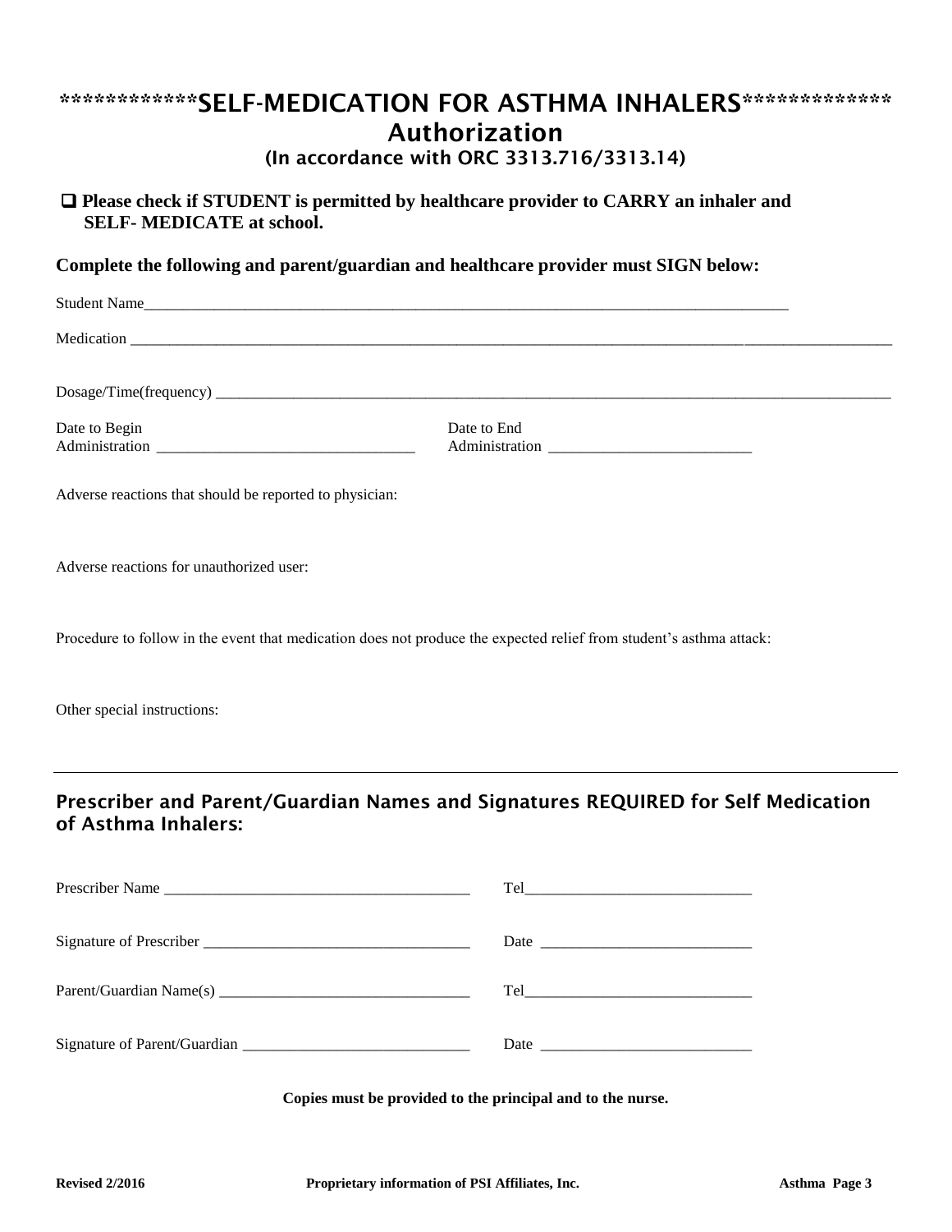# ************SELF-MEDICATION FOR ASTHMA INHALERS************* Authorization

### (In accordance with ORC 3313.716/3313.14)

❑ **Please check if STUDENT is permitted by healthcare provider to CARRY an inhaler and SELF- MEDICATE at school.**

**Complete the following and parent/guardian and healthcare provider must SIGN below:**

Student Name_______________________________________________________________________________

Medication ___________________________________________________________________________________________

Dosage/Time(frequency) ______________________________________________________________________________

Date to Begin Administration _________________________________ Date to End Administration __________________________

Adverse reactions that should be reported to physician:

Adverse reactions for unauthorized user:

Procedure to follow in the event that medication does not produce the expected relief from student's asthma attack:

Other special instructions:

---

## Prescriber and Parent/Guardian Names and Signatures REQUIRED for Self Medication of Asthma Inhalers:

Prescriber Name _______________________________________ Tel_____________________________

Signature of Prescriber __________________________________ Date ___________________________

Parent/Guardian Name(s) ________________________________ Tel_____________________________

Signature of Parent/Guardian _____________________________ Date ___________________________

**Copies must be provided to the principal and to the nurse.**

**Revised 2/2016** **Proprietary information of PSI Affiliates, Inc.**